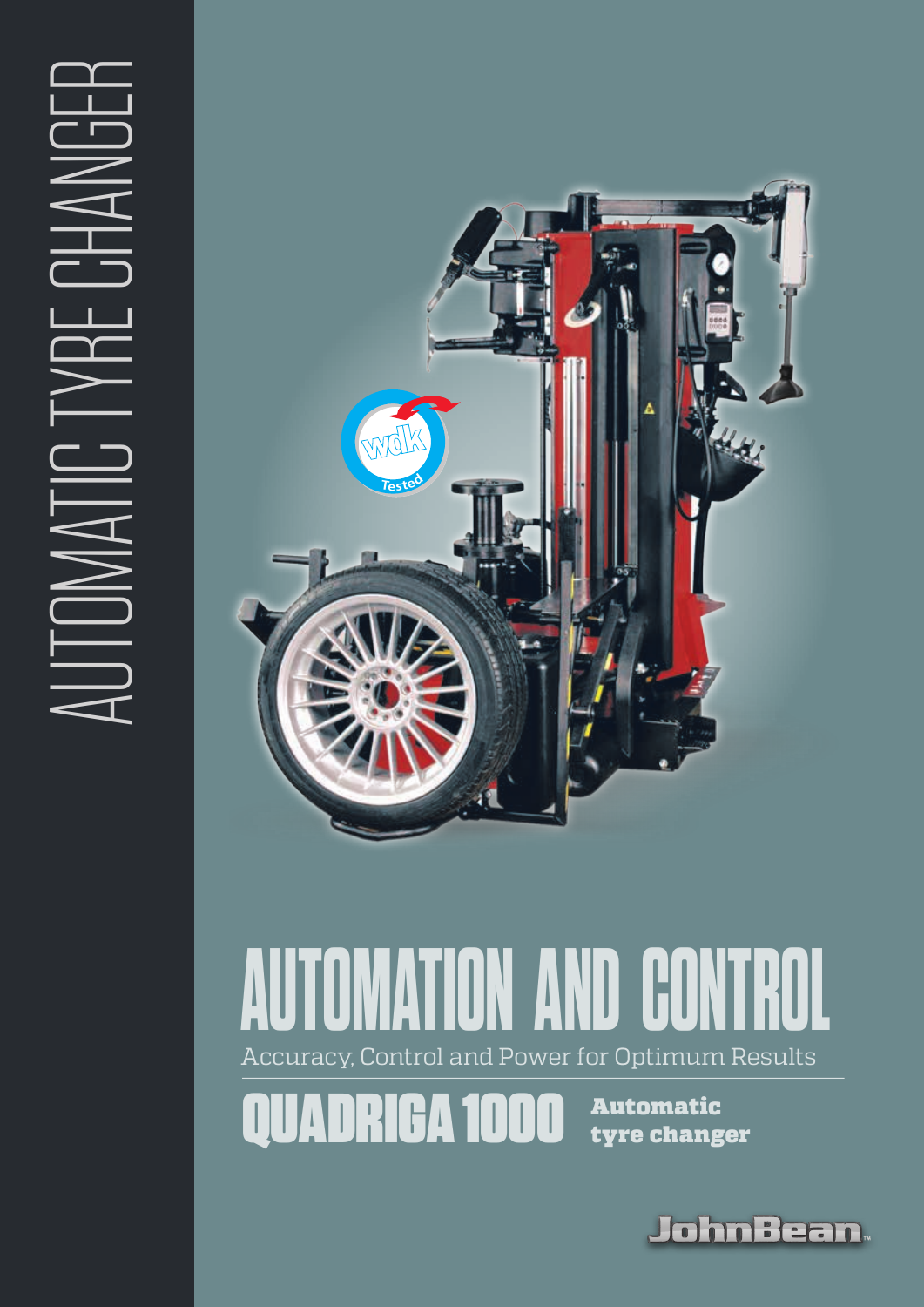AUTOMATIC TYRE CHANGER

# AUTOMATION AND CONTROL

Accuracy, Control and Power for Optimum Results

## QUADRIGA 1000

**Automatic tyre changer**

JohnBean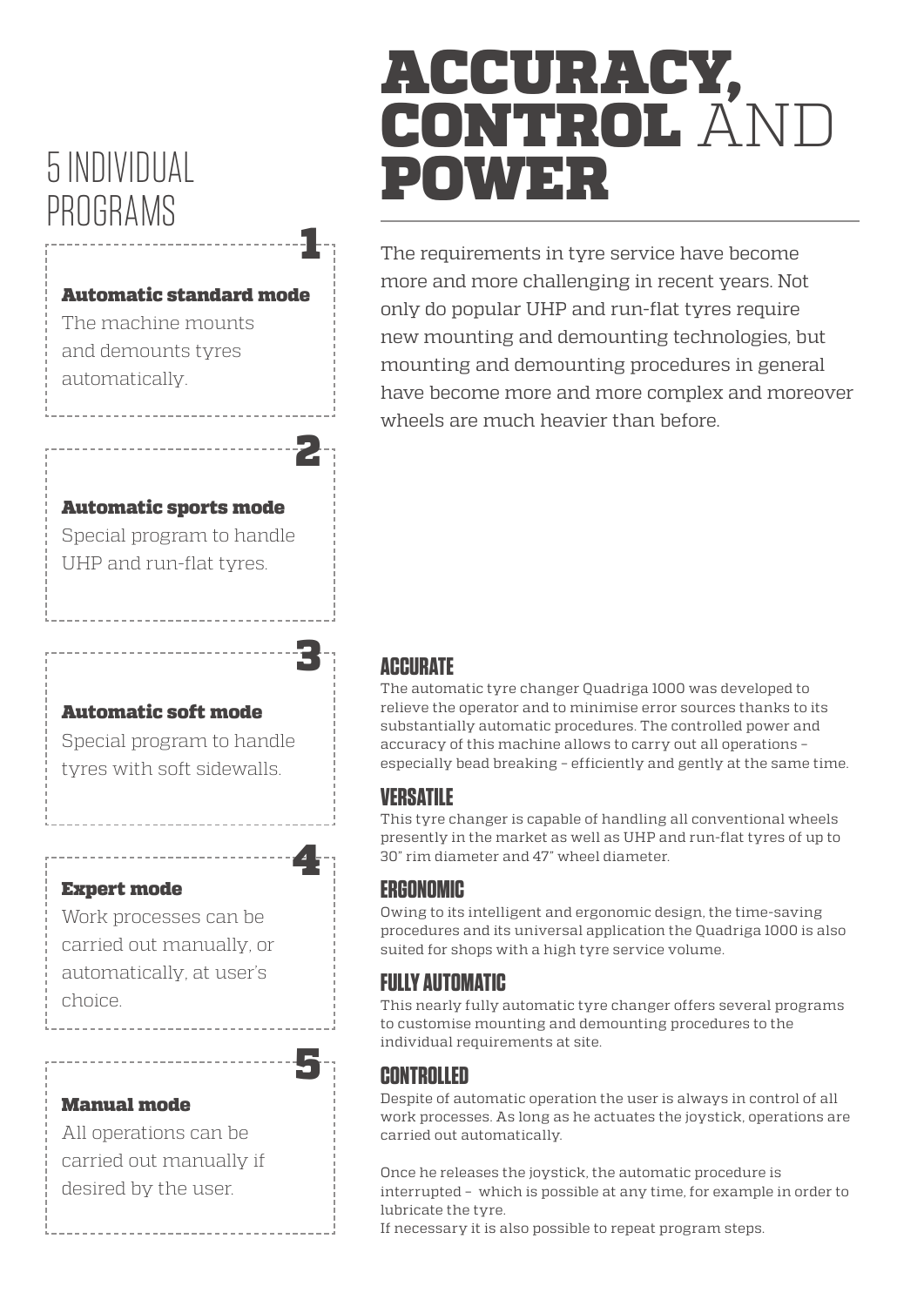# ACCURACY, CONTROL AND POWER

The requirements in tyre service have become more and more challenging in recent years. Not only do popular UHP and run-flat tyres require new mounting and demounting technologies, but mounting and demounting procedures in general have become more and more complex and moreover wheels are much heavier than before.

## 5 INDIVIDUAL PROGRAMS

**1**

**Automatic standard mode**

The machine mounts and demounts tyres automatically.

**2**

**Automatic sports mode**

Special program to handle UHP and run-flat tyres.

**3**

**Automatic soft mode**

Special program to handle tyres with soft sidewalls.

**4**

**Expert mode**

Work processes can be carried out manually, or automatically, at user's choice.

**5**

**Manual mode**

All operations can be carried out manually if desired by the user.

### ACCURATE

The automatic tyre changer Quadriga 1000 was developed to relieve the operator and to minimise error sources thanks to its substantially automatic procedures. The controlled power and accuracy of this machine allows to carry out all operations – especially bead breaking – efficiently and gently at the same time.

### VERSATILE

This tyre changer is capable of handling all conventional wheels presently in the market as well as UHP and run-flat tyres of up to 30" rim diameter and 47" wheel diameter.

### ERGONOMIC

Owing to its intelligent and ergonomic design, the time-saving procedures and its universal application the Quadriga 1000 is also suited for shops with a high tyre service volume.

### FULLY AUTOMATIC

This nearly fully automatic tyre changer offers several programs to customise mounting and demounting procedures to the individual requirements at site.

### CONTROLLED

Despite of automatic operation the user is always in control of all work processes. As long as he actuates the joystick, operations are carried out automatically.

Once he releases the joystick, the automatic procedure is interrupted – which is possible at any time, for example in order to lubricate the tyre.
If necessary it is also possible to repeat program steps.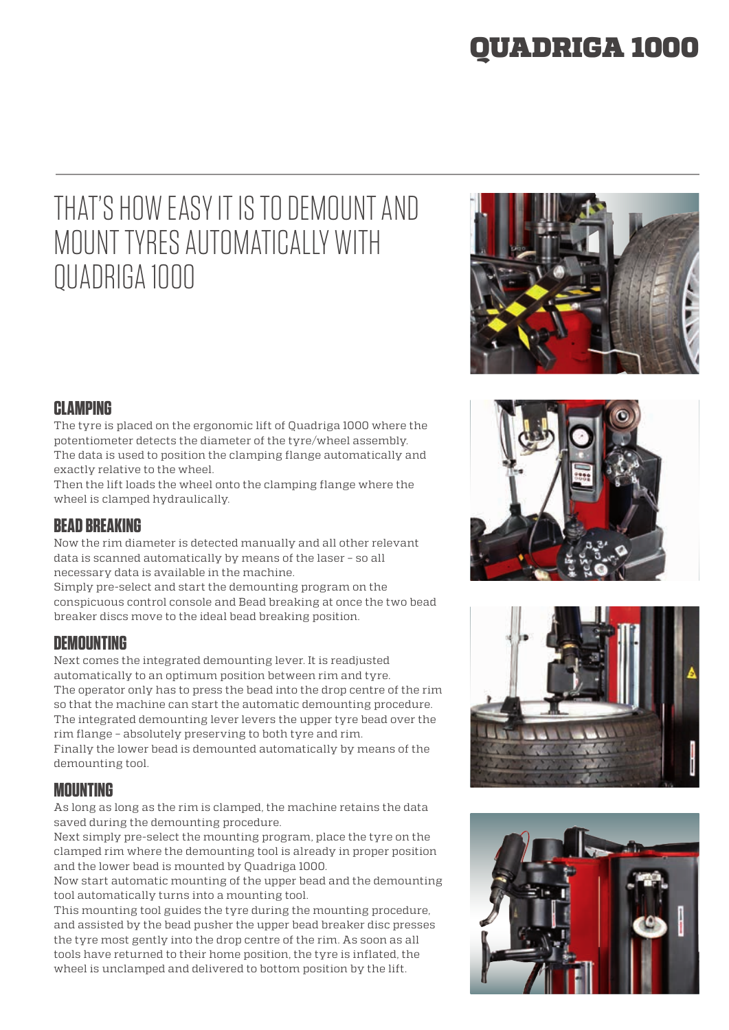# QUADRIGA 1000

## THAT'S HOW EASY IT IS TO DEMOUNT AND MOUNT TYRES AUTOMATICALLY WITH QUADRIGA 1000

### CLAMPING

The tyre is placed on the ergonomic lift of Quadriga 1000 where the potentiometer detects the diameter of the tyre/wheel assembly. The data is used to position the clamping flange automatically and exactly relative to the wheel.
Then the lift loads the wheel onto the clamping flange where the wheel is clamped hydraulically.

### BEAD BREAKING

Now the rim diameter is detected manually and all other relevant data is scanned automatically by means of the laser – so all necessary data is available in the machine.
Simply pre-select and start the demounting program on the conspicuous control console and Bead breaking at once the two bead breaker discs move to the ideal bead breaking position.

### DEMOUNTING

Next comes the integrated demounting lever. It is readjusted automatically to an optimum position between rim and tyre.
The operator only has to press the bead into the drop centre of the rim so that the machine can start the automatic demounting procedure.
The integrated demounting lever levers the upper tyre bead over the rim flange – absolutely preserving to both tyre and rim.
Finally the lower bead is demounted automatically by means of the demounting tool.

### MOUNTING

As long as long as the rim is clamped, the machine retains the data saved during the demounting procedure.
Next simply pre-select the mounting program, place the tyre on the clamped rim where the demounting tool is already in proper position and the lower bead is mounted by Quadriga 1000.
Now start automatic mounting of the upper bead and the demounting tool automatically turns into a mounting tool.
This mounting tool guides the tyre during the mounting procedure, and assisted by the bead pusher the upper bead breaker disc presses the tyre most gently into the drop centre of the rim. As soon as all tools have returned to their home position, the tyre is inflated, the wheel is unclamped and delivered to bottom position by the lift.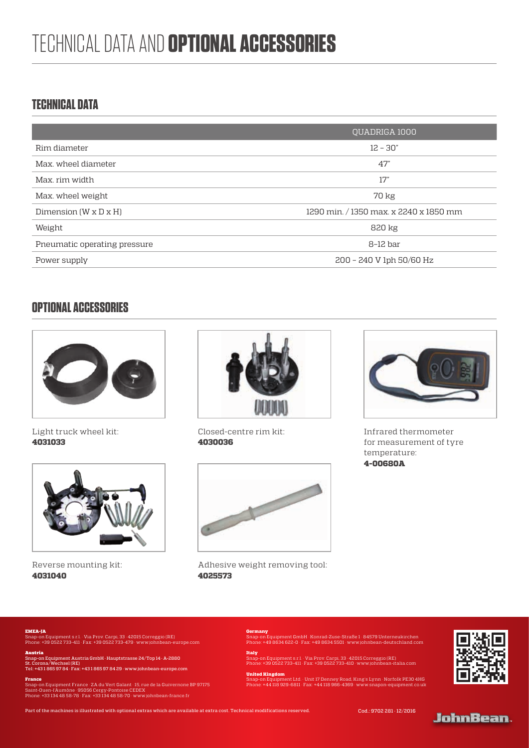# TECHNICAL DATA AND **OPTIONAL ACCESSORIES**

## TECHNICAL DATA

| | QUADRIGA 1000 |
|---|---|
| Rim diameter | 12 – 30" |
| Max. wheel diameter | 47" |
| Max. rim width | 17" |
| Max. wheel weight | 70 kg |
| Dimension (W x D x H) | 1290 min. / 1350 max. x 2240 x 1850 mm |
| Weight | 820 kg |
| Pneumatic operating pressure | 8–12 bar |
| Power supply | 200 – 240 V 1ph 50/60 Hz |

## OPTIONAL ACCESSORIES

Light truck wheel kit:
**4031033**

Closed-centre rim kit:
**4030036**

Infrared thermometer for measurement of tyre temperature:
**4-00680A**

Reverse mounting kit:
**4031040**

Adhesive weight removing tool:
**4025573**

**EMEA-JA**
Snap-on Equipment s.r.l. · Via Prov. Carpi, 33 · 42015 Correggio (RE)
Phone: +39 0522 733-411 · Fax: +39 0522 733-479 · www.johnbean-europe.com

**Austria**
Snap-on Equipment Austria GmbH · Hauptstrasse 24/Top 14 · A-2880
St. Corona/Wechsel (RE)
Tel: +43 1 865 97 84 · Fax: +43 1 865 97 84 29 · www.johnbean-europe.com

**France**
Snap-on Equipment France · ZA du Vert Galant · 15, rue de la Guivernone BP 97175
Saint-Ouen-l'Aumône · 95056 Cergy-Pontoise CEDEX
Phone: +33 134 48 58-78 · Fax: +33 134 48 58-70 · www.johnbean-france.fr

**Germany**
Snap-on Equipment GmbH · Konrad-Zuse-Straße 1 · 84579 Unterneukirchen
Phone: +49 8634 622-0 · Fax: +49 8634 5501 · www.johnbean-deutschland.com

**Italy**
Snap-on Equipment s.r.l. · Via Prov. Carpi, 33 · 42015 Correggio (RE)
Phone: +39 0522 733-411 · Fax: +39 0522 733-410 · www.johnbean-italia.com

**United Kingdom**
Snap-on Equipment Ltd. · Unit 17 Denney Road, King's Lynn · Norfolk PE30 4HG
Phone: +44 118 929-6811 · Fax: +44 118 966-4369 · www.snapon-equipment.co.uk

Part of the machines is illustrated with optional extras which are available at extra cost. Technical modifications reserved.

Cod.: 9702 281 · 12/2016

JohnBean.